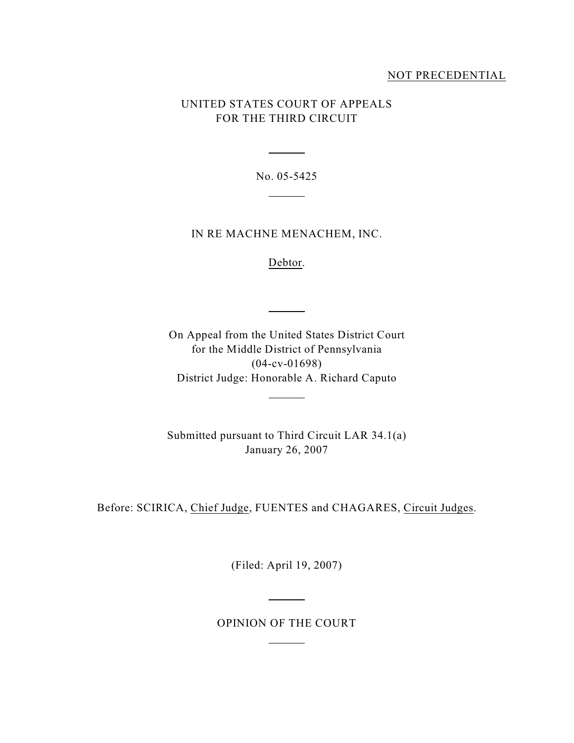NOT PRECEDENTIAL

UNITED STATES COURT OF APPEALS
FOR THE THIRD CIRCUIT

No. 05-5425

IN RE MACHNE MENACHEM, INC.

Debtor.

On Appeal from the United States District Court
for the Middle District of Pennsylvania
(04-cv-01698)
District Judge: Honorable A. Richard Caputo

Submitted pursuant to Third Circuit LAR 34.1(a)
January 26, 2007

Before: SCIRICA, Chief Judge, FUENTES and CHAGARES, Circuit Judges.

(Filed: April 19, 2007)

OPINION OF THE COURT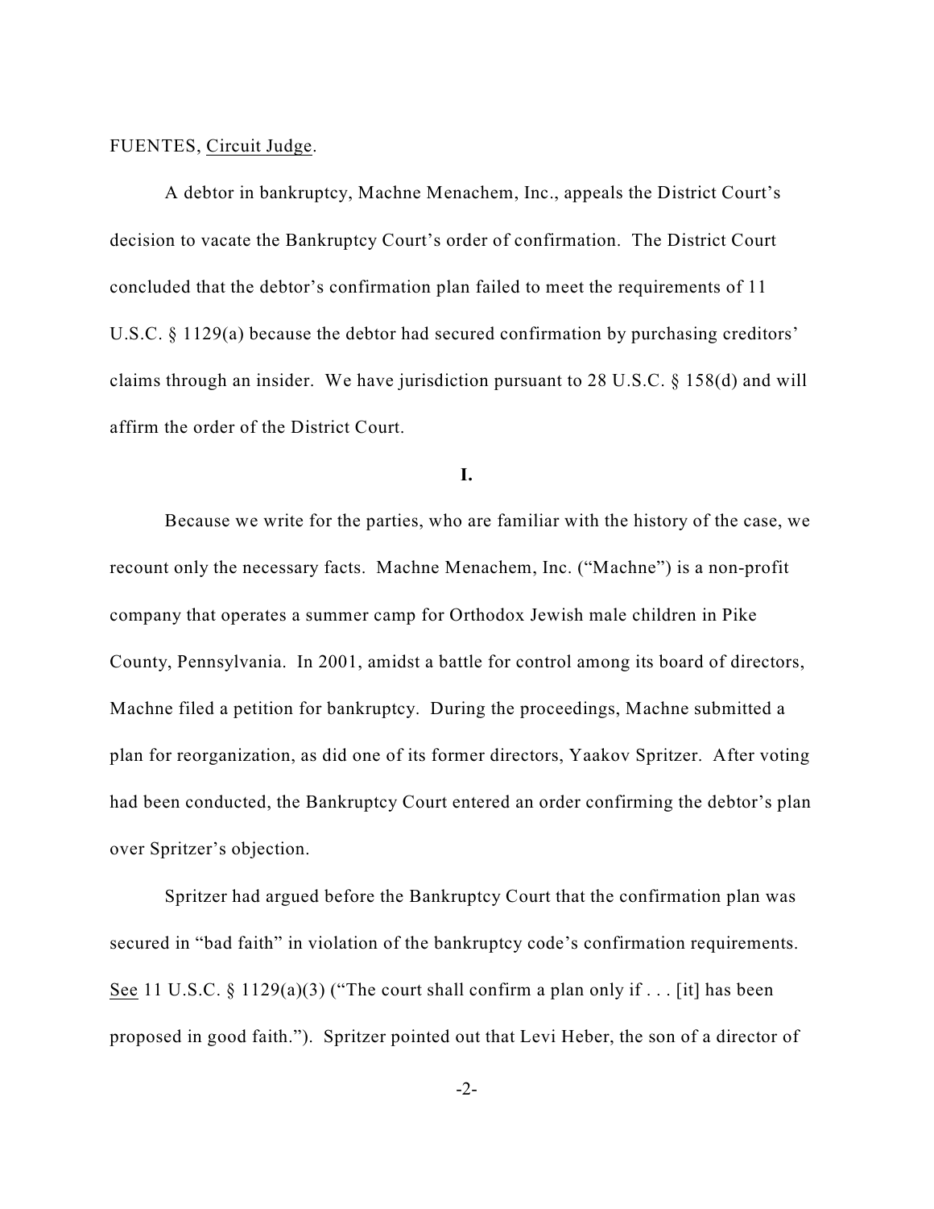FUENTES, Circuit Judge.

A debtor in bankruptcy, Machne Menachem, Inc., appeals the District Court's decision to vacate the Bankruptcy Court's order of confirmation. The District Court concluded that the debtor's confirmation plan failed to meet the requirements of 11 U.S.C. § 1129(a) because the debtor had secured confirmation by purchasing creditors' claims through an insider. We have jurisdiction pursuant to 28 U.S.C. § 158(d) and will affirm the order of the District Court.

**I.**

Because we write for the parties, who are familiar with the history of the case, we recount only the necessary facts. Machne Menachem, Inc. ("Machne") is a non-profit company that operates a summer camp for Orthodox Jewish male children in Pike County, Pennsylvania. In 2001, amidst a battle for control among its board of directors, Machne filed a petition for bankruptcy. During the proceedings, Machne submitted a plan for reorganization, as did one of its former directors, Yaakov Spritzer. After voting had been conducted, the Bankruptcy Court entered an order confirming the debtor's plan over Spritzer's objection.

Spritzer had argued before the Bankruptcy Court that the confirmation plan was secured in "bad faith" in violation of the bankruptcy code's confirmation requirements. See 11 U.S.C. § 1129(a)(3) ("The court shall confirm a plan only if . . . [it] has been proposed in good faith."). Spritzer pointed out that Levi Heber, the son of a director of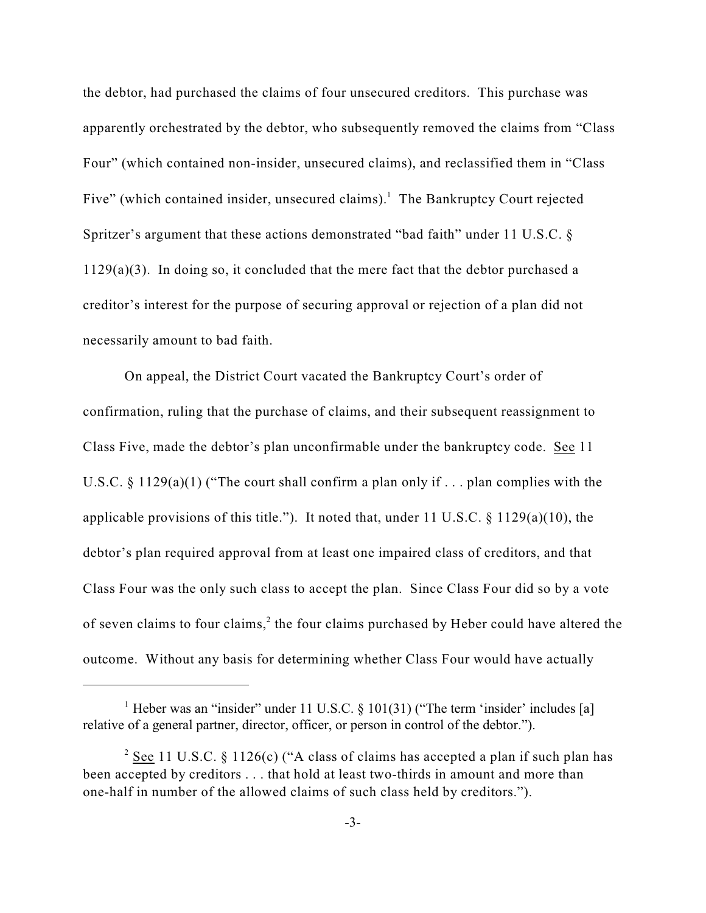the debtor, had purchased the claims of four unsecured creditors. This purchase was apparently orchestrated by the debtor, who subsequently removed the claims from "Class Four" (which contained non-insider, unsecured claims), and reclassified them in "Class Five" (which contained insider, unsecured claims).[1] The Bankruptcy Court rejected Spritzer's argument that these actions demonstrated "bad faith" under 11 U.S.C. § 1129(a)(3). In doing so, it concluded that the mere fact that the debtor purchased a creditor's interest for the purpose of securing approval or rejection of a plan did not necessarily amount to bad faith.

On appeal, the District Court vacated the Bankruptcy Court's order of confirmation, ruling that the purchase of claims, and their subsequent reassignment to Class Five, made the debtor's plan unconfirmable under the bankruptcy code. See 11 U.S.C. § 1129(a)(1) ("The court shall confirm a plan only if . . . plan complies with the applicable provisions of this title."). It noted that, under 11 U.S.C. § 1129(a)(10), the debtor's plan required approval from at least one impaired class of creditors, and that Class Four was the only such class to accept the plan. Since Class Four did so by a vote of seven claims to four claims,[2] the four claims purchased by Heber could have altered the outcome. Without any basis for determining whether Class Four would have actually

---

[1] Heber was an "insider" under 11 U.S.C. § 101(31) ("The term 'insider' includes [a] relative of a general partner, director, officer, or person in control of the debtor.").

[2] See 11 U.S.C. § 1126(c) ("A class of claims has accepted a plan if such plan has been accepted by creditors . . . that hold at least two-thirds in amount and more than one-half in number of the allowed claims of such class held by creditors.").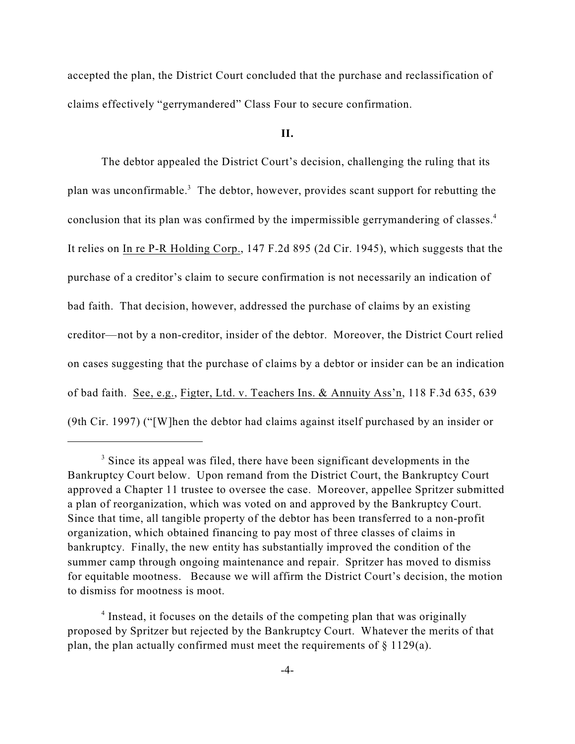accepted the plan, the District Court concluded that the purchase and reclassification of claims effectively "gerrymandered" Class Four to secure confirmation.

## II.

The debtor appealed the District Court's decision, challenging the ruling that its plan was unconfirmable.[3] The debtor, however, provides scant support for rebutting the conclusion that its plan was confirmed by the impermissible gerrymandering of classes.[4] It relies on In re P-R Holding Corp., 147 F.2d 895 (2d Cir. 1945), which suggests that the purchase of a creditor's claim to secure confirmation is not necessarily an indication of bad faith. That decision, however, addressed the purchase of claims by an existing creditor—not by a non-creditor, insider of the debtor. Moreover, the District Court relied on cases suggesting that the purchase of claims by a debtor or insider can be an indication of bad faith. See, e.g., Figter, Ltd. v. Teachers Ins. & Annuity Ass'n, 118 F.3d 635, 639 (9th Cir. 1997) ("[W]hen the debtor had claims against itself purchased by an insider or

---

[3] Since its appeal was filed, there have been significant developments in the Bankruptcy Court below. Upon remand from the District Court, the Bankruptcy Court approved a Chapter 11 trustee to oversee the case. Moreover, appellee Spritzer submitted a plan of reorganization, which was voted on and approved by the Bankruptcy Court. Since that time, all tangible property of the debtor has been transferred to a non-profit organization, which obtained financing to pay most of three classes of claims in bankruptcy. Finally, the new entity has substantially improved the condition of the summer camp through ongoing maintenance and repair. Spritzer has moved to dismiss for equitable mootness. Because we will affirm the District Court's decision, the motion to dismiss for mootness is moot.

[4] Instead, it focuses on the details of the competing plan that was originally proposed by Spritzer but rejected by the Bankruptcy Court. Whatever the merits of that plan, the plan actually confirmed must meet the requirements of § 1129(a).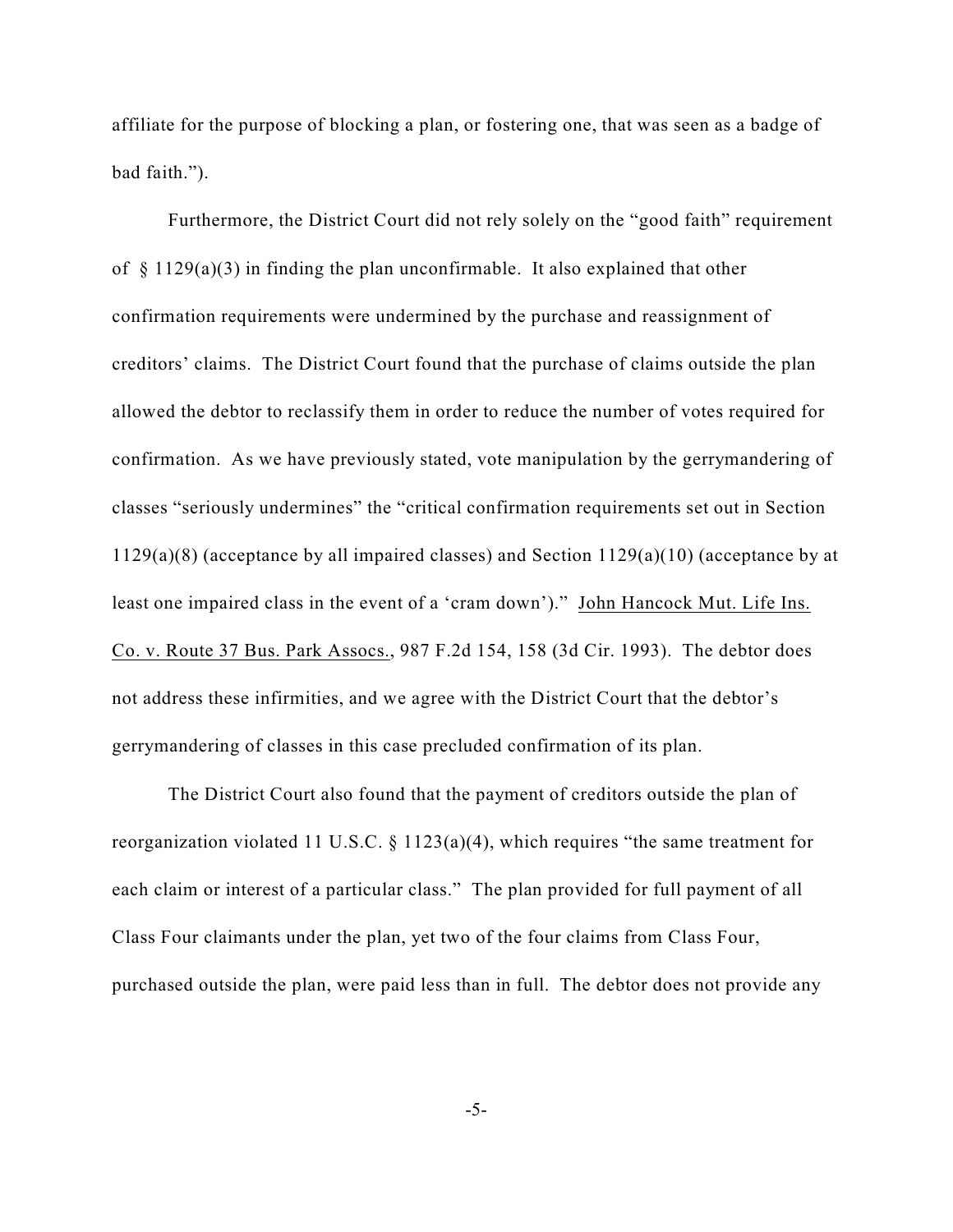affiliate for the purpose of blocking a plan, or fostering one, that was seen as a badge of bad faith.").

Furthermore, the District Court did not rely solely on the "good faith" requirement of § 1129(a)(3) in finding the plan unconfirmable. It also explained that other confirmation requirements were undermined by the purchase and reassignment of creditors' claims. The District Court found that the purchase of claims outside the plan allowed the debtor to reclassify them in order to reduce the number of votes required for confirmation. As we have previously stated, vote manipulation by the gerrymandering of classes "seriously undermines" the "critical confirmation requirements set out in Section 1129(a)(8) (acceptance by all impaired classes) and Section 1129(a)(10) (acceptance by at least one impaired class in the event of a 'cram down')." John Hancock Mut. Life Ins. Co. v. Route 37 Bus. Park Assocs., 987 F.2d 154, 158 (3d Cir. 1993). The debtor does not address these infirmities, and we agree with the District Court that the debtor's gerrymandering of classes in this case precluded confirmation of its plan.

The District Court also found that the payment of creditors outside the plan of reorganization violated 11 U.S.C. § 1123(a)(4), which requires "the same treatment for each claim or interest of a particular class." The plan provided for full payment of all Class Four claimants under the plan, yet two of the four claims from Class Four, purchased outside the plan, were paid less than in full. The debtor does not provide any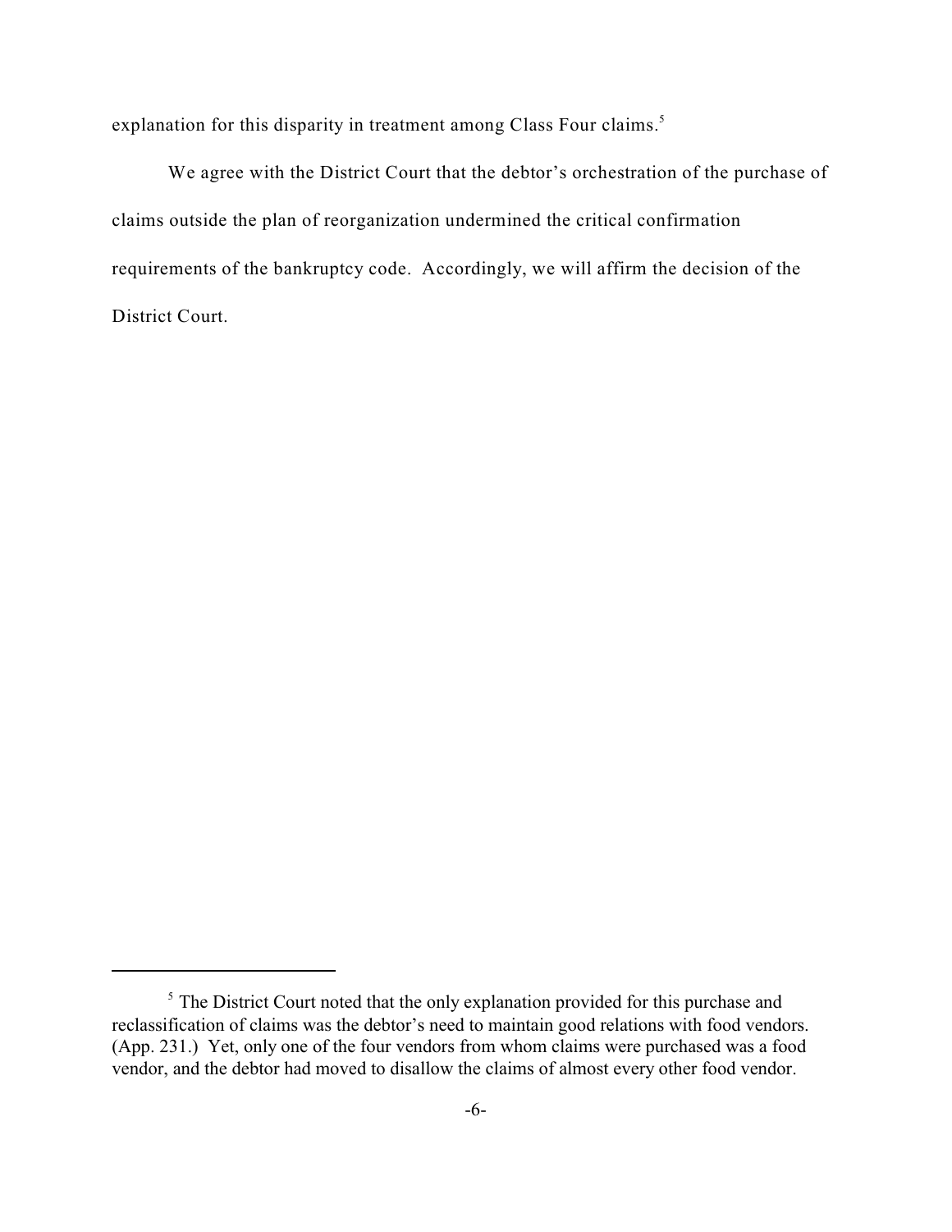explanation for this disparity in treatment among Class Four claims.[5]

We agree with the District Court that the debtor's orchestration of the purchase of claims outside the plan of reorganization undermined the critical confirmation requirements of the bankruptcy code. Accordingly, we will affirm the decision of the District Court.

---

[5] The District Court noted that the only explanation provided for this purchase and reclassification of claims was the debtor's need to maintain good relations with food vendors. (App. 231.) Yet, only one of the four vendors from whom claims were purchased was a food vendor, and the debtor had moved to disallow the claims of almost every other food vendor.